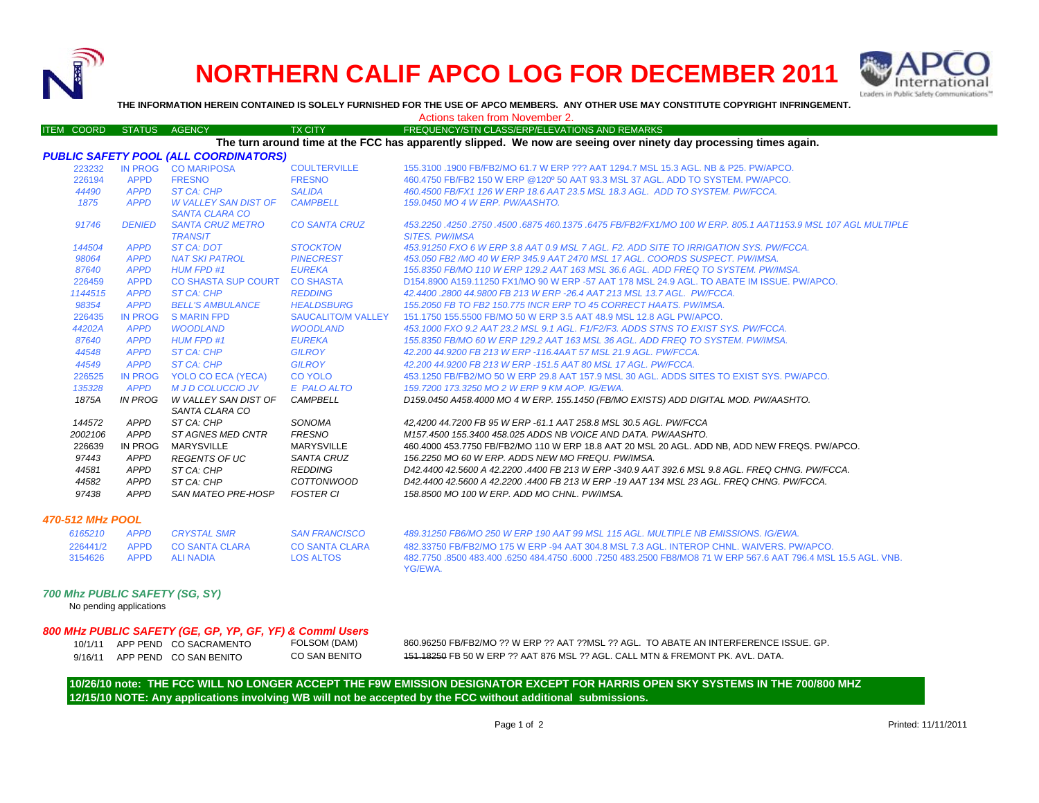# NORTHERN CALIF APCO LOG FOR DECEMBER 2011

**THE INFORMATION HEREIN CONTAINED IS SOLELY FURNISHED FOR THE USE OF APCO MEMBERS. ANY OTHER USE MAY CONSTITUTE COPYRIGHT INFRINGEMENT.**

Actions taken from November 2.

| ITEM | COORD | STATUS | AGENCY | TX CITY | FREQUENCY/STN CLASS/ERP/ELEVATIONS AND REMARKS |
|---|---|---|---|---|---|

**The turn around time at the FCC has apparently slipped. We now are seeing over ninety day processing times again.**

## *PUBLIC SAFETY POOL (ALL COORDINATORS)*

| COORD | STATUS | AGENCY | TX CITY | FREQUENCY/STN CLASS/ERP/ELEVATIONS AND REMARKS |
|---|---|---|---|---|
| 223232 | IN PROG | CO MARIPOSA | COULTERVILLE | 155.3100 .1900 FB/FB2/MO 61.7 W ERP ??? AAT 1294.7 MSL 15.3 AGL. NB & P25. PW/APCO. |
| 226194 | APPD | FRESNO | FRESNO | 460.4750 FB/FB2 150 W ERP @120º 50 AAT 93.3 MSL 37 AGL. ADD TO SYSTEM. PW/APCO. |
| *44490* | *APPD* | *ST CA: CHP* | *SALIDA* | *460.4500 FB/FX1 126 W ERP 18.6 AAT 23.5 MSL 18.3 AGL. ADD TO SYSTEM. PW/FCCA.* |
| *1875* | *APPD* | *W VALLEY SAN DIST OF SANTA CLARA CO* | *CAMPBELL* | *159.0450 MO 4 W ERP. PW/AASHTO.* |
| *91746* | *DENIED* | *SANTA CRUZ METRO TRANSIT* | *CO SANTA CRUZ* | *453.2250 .4250 .2750 .4500 .6875 460.1375 .6475 FB/FB2/FX1/MO 100 W ERP. 805.1 AAT1153.9 MSL 107 AGL MULTIPLE SITES. PW/IMSA* |
| *144504* | *APPD* | *ST CA: DOT* | *STOCKTON* | *453.91250 FXO 6 W ERP 3.8 AAT 0.9 MSL 7 AGL. F2. ADD SITE TO IRRIGATION SYS. PW/FCCA.* |
| *98064* | *APPD* | *NAT SKI PATROL* | *PINECREST* | *453.050 FB2 /MO 40 W ERP 345.9 AAT 2470 MSL 17 AGL. COORDS SUSPECT. PW/IMSA.* |
| *87640* | *APPD* | *HUM FPD #1* | *EUREKA* | *155.8350 FB/MO 110 W ERP 129.2 AAT 163 MSL 36.6 AGL. ADD FREQ TO SYSTEM. PW/IMSA.* |
| 226459 | APPD | CO SHASTA SUP COURT | CO SHASTA | D154.8900 A159.11250 FX1/MO 90 W ERP -57 AAT 178 MSL 24.9 AGL. TO ABATE IM ISSUE. PW/APCO. |
| *1144515* | *APPD* | *ST CA: CHP* | *REDDING* | *42.4400 .2800 44.9800 FB 213 W ERP -26.4 AAT 213 MSL 13.7 AGL. PW/FCCA.* |
| *98354* | *APPD* | *BELL'S AMBULANCE* | *HEALDSBURG* | *155.2050 FB TO FB2 150.775 INCR ERP TO 45 CORRECT HAATS. PW/IMSA.* |
| 226435 | IN PROG | S MARIN FPD | SAUCALITO/M VALLEY | 151.1750 155.5500 FB/MO 50 W ERP 3.5 AAT 48.9 MSL 12.8 AGL PW/APCO. |
| *44202A* | *APPD* | *WOODLAND* | *WOODLAND* | *453.1000 FXO 9.2 AAT 23.2 MSL 9.1 AGL. F1/F2/F3. ADDS STNS TO EXIST SYS. PW/FCCA.* |
| *87640* | *APPD* | *HUM FPD #1* | *EUREKA* | *155.8350 FB/MO 60 W ERP 129.2 AAT 163 MSL 36 AGL. ADD FREQ TO SYSTEM. PW/IMSA.* |
| *44548* | *APPD* | *ST CA: CHP* | *GILROY* | *42.200 44.9200 FB 213 W ERP -116.4AAT 57 MSL 21.9 AGL. PW/FCCA.* |
| *44549* | *APPD* | *ST CA: CHP* | *GILROY* | *42.200 44.9200 FB 213 W ERP -151.5 AAT 80 MSL 17 AGL. PW/FCCA.* |
| 226525 | IN PROG | YOLO CO ECA (YECA) | CO YOLO | 453.1250 FB/FB2/MO 50 W ERP 29.8 AAT 157.9 MSL 30 AGL. ADDS SITES TO EXIST SYS. PW/APCO. |
| *135328* | *APPD* | *M J D COLUCCIO JV* | *E PALO ALTO* | *159.7200 173.3250 MO 2 W ERP 9 KM AOP. IG/EWA.* |
| *1875A* | *IN PROG* | *W VALLEY SAN DIST OF SANTA CLARA CO* | *CAMPBELL* | *D159.0450 A458.4000 MO 4 W ERP. 155.1450 (FB/MO EXISTS) ADD DIGITAL MOD. PW/AASHTO.* |
| *144572* | *APPD* | *ST CA: CHP* | *SONOMA* | *42,4200 44.7200 FB 95 W ERP -61.1 AAT 258.8 MSL 30.5 AGL. PW/FCCA* |
| *2002106* | *APPD* | *ST AGNES MED CNTR* | *FRESNO* | *M157.4500 155.3400 458.025 ADDS NB VOICE AND DATA. PW/AASHTO.* |
| 226639 | IN PROG | MARYSVILLE | MARYSVILLE | 460.4000 453.7750 FB/FB2/MO 110 W ERP 18.8 AAT 20 MSL 20 AGL. ADD NB, ADD NEW FREQS. PW/APCO. |
| *97443* | *APPD* | *REGENTS OF UC* | *SANTA CRUZ* | *156.2250 MO 60 W ERP. ADDS NEW MO FREQU. PW/IMSA.* |
| *44581* | *APPD* | *ST CA: CHP* | *REDDING* | *D42.4400 42.5600 A 42.2200 .4400 FB 213 W ERP -340.9 AAT 392.6 MSL 9.8 AGL. FREQ CHNG. PW/FCCA.* |
| *44582* | *APPD* | *ST CA: CHP* | *COTTONWOOD* | *D42.4400 42.5600 A 42.2200 .4400 FB 213 W ERP -19 AAT 134 MSL 23 AGL. FREQ CHNG. PW/FCCA.* |
| *97438* | *APPD* | *SAN MATEO PRE-HOSP* | *FOSTER CI* | *158.8500 MO 100 W ERP. ADD MO CHNL. PW/IMSA.* |

## *470-512 MHz POOL*

| COORD | STATUS | AGENCY | TX CITY | FREQUENCY/STN CLASS/ERP/ELEVATIONS AND REMARKS |
|---|---|---|---|---|
| *6165210* | *APPD* | *CRYSTAL SMR* | *SAN FRANCISCO* | *489.31250 FB6/MO 250 W ERP 190 AAT 99 MSL 115 AGL. MULTIPLE NB EMISSIONS. IG/EWA.* |
| 226441/2 | APPD | CO SANTA CLARA | CO SANTA CLARA | 482.33750 FB/FB2/MO 175 W ERP -94 AAT 304.8 MSL 7.3 AGL. INTEROP CHNL. WAIVERS. PW/APCO. |
| 3154626 | APPD | ALI NADIA | LOS ALTOS | 482.7750 .8500 483.400 .6250 484.4750 .6000 .7250 483.2500 FB8/MO8 71 W ERP 567.6 AAT 796.4 MSL 15.5 AGL. VNB. YG/EWA. |

## *700 Mhz PUBLIC SAFETY (SG, SY)*

No pending applications

## *800 MHz PUBLIC SAFETY (GE, GP, YP, GF, YF) & Comml Users*

| COORD | STATUS | AGENCY | TX CITY | FREQUENCY/STN CLASS/ERP/ELEVATIONS AND REMARKS |
|---|---|---|---|---|
| 10/1/11 | APP PEND | CO SACRAMENTO | FOLSOM (DAM) | 860.96250 FB/FB2/MO ?? W ERP ?? AAT ??MSL ?? AGL. TO ABATE AN INTERFERENCE ISSUE. GP. |
| 9/16/11 | APP PEND | CO SAN BENITO | CO SAN BENITO | ~~151.18250~~ FB 50 W ERP ?? AAT 876 MSL ?? AGL. CALL MTN & FREMONT PK. AVL. DATA. |

**10/26/10 note: THE FCC WILL NO LONGER ACCEPT THE F9W EMISSION DESIGNATOR EXCEPT FOR HARRIS OPEN SKY SYSTEMS IN THE 700/800 MHZ**
**12/15/10 NOTE: Any applications involving WB will not be accepted by the FCC without additional submissions.**

Printed: 11/11/2011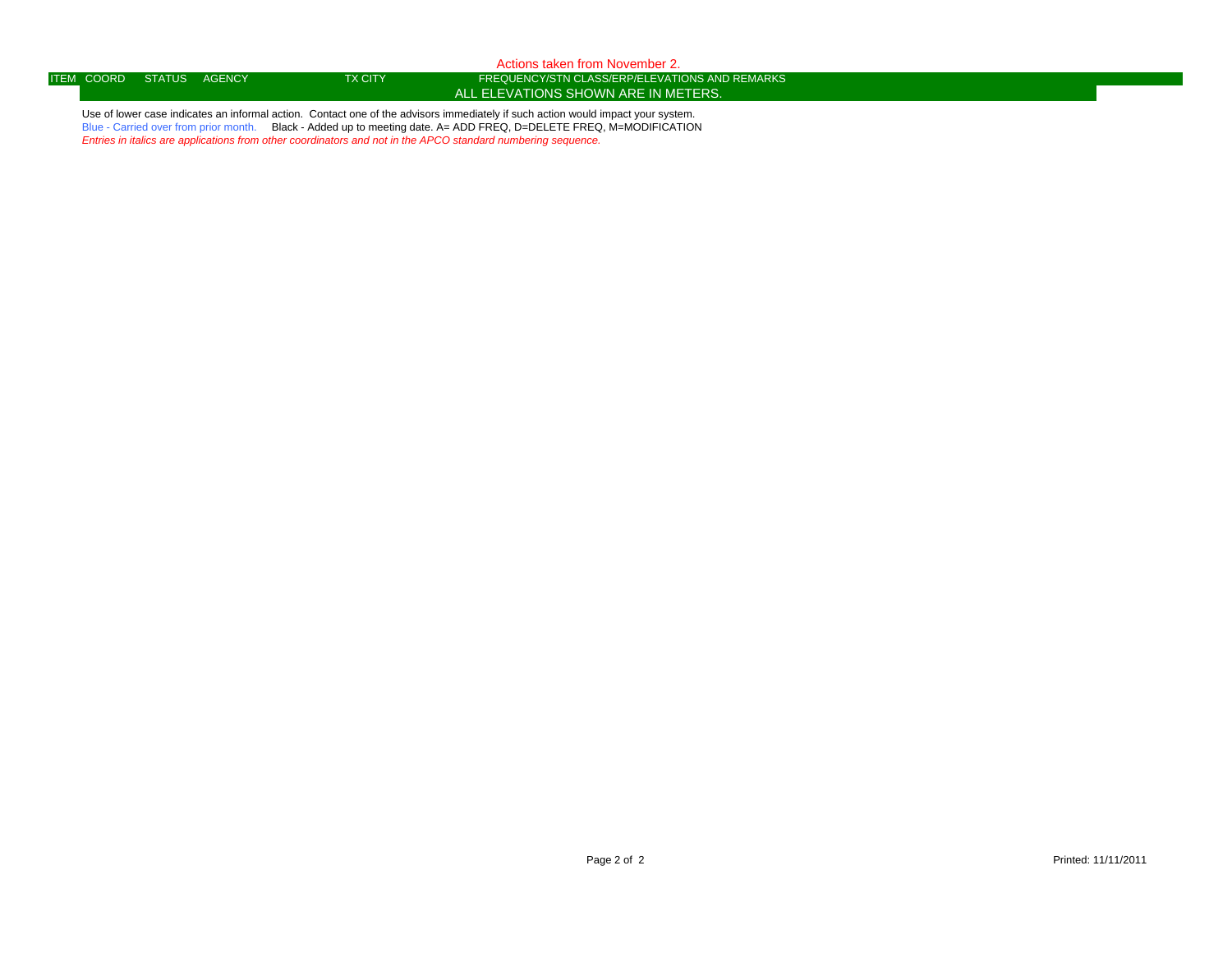Actions taken from November 2.

| ITEM | COORD | STATUS | AGENCY | TX CITY | FREQUENCY/STN CLASS/ERP/ELEVATIONS AND REMARKS |
|---|---|---|---|---|---|

ALL ELEVATIONS SHOWN ARE IN METERS.

Use of lower case indicates an informal action. Contact one of the advisors immediately if such action would impact your system.

Blue - Carried over from prior month. Black - Added up to meeting date. A= ADD FREQ, D=DELETE FREQ, M=MODIFICATION

*Entries in italics are applications from other coordinators and not in the APCO standard numbering sequence.*

Printed: 11/11/2011